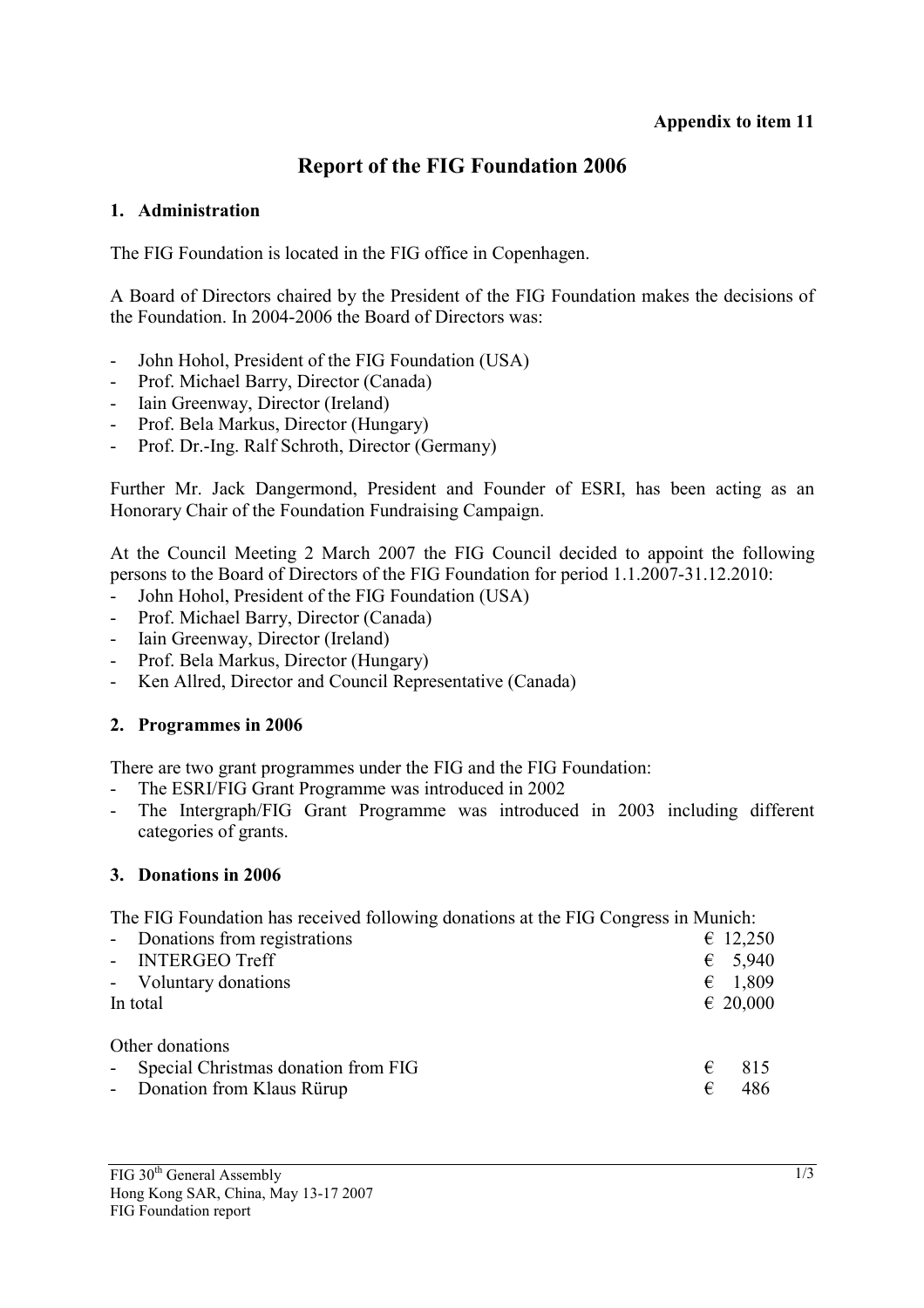**Appendix to item 11**

# Report of the FIG Foundation 2006

## 1. Administration

The FIG Foundation is located in the FIG office in Copenhagen.

A Board of Directors chaired by the President of the FIG Foundation makes the decisions of the Foundation. In 2004-2006 the Board of Directors was:

- John Hohol, President of the FIG Foundation (USA)
- Prof. Michael Barry, Director (Canada)
- Iain Greenway, Director (Ireland)
- Prof. Bela Markus, Director (Hungary)
- Prof. Dr.-Ing. Ralf Schroth, Director (Germany)

Further Mr. Jack Dangermond, President and Founder of ESRI, has been acting as an Honorary Chair of the Foundation Fundraising Campaign.

At the Council Meeting 2 March 2007 the FIG Council decided to appoint the following persons to the Board of Directors of the FIG Foundation for period 1.1.2007-31.12.2010:

- John Hohol, President of the FIG Foundation (USA)
- Prof. Michael Barry, Director (Canada)
- Iain Greenway, Director (Ireland)
- Prof. Bela Markus, Director (Hungary)
- Ken Allred, Director and Council Representative (Canada)

## 2. Programmes in 2006

There are two grant programmes under the FIG and the FIG Foundation:

- The ESRI/FIG Grant Programme was introduced in 2002
- The Intergraph/FIG Grant Programme was introduced in 2003 including different categories of grants.

## 3. Donations in 2006

The FIG Foundation has received following donations at the FIG Congress in Munich:

| | |
|---|---|
| - Donations from registrations | € 12,250 |
| - INTERGEO Treff | € 5,940 |
| - Voluntary donations | € 1,809 |
| In total | € 20,000 |

Other donations

| | |
|---|---|
| - Special Christmas donation from FIG | € 815 |
| - Donation from Klaus Rürup | € 486 |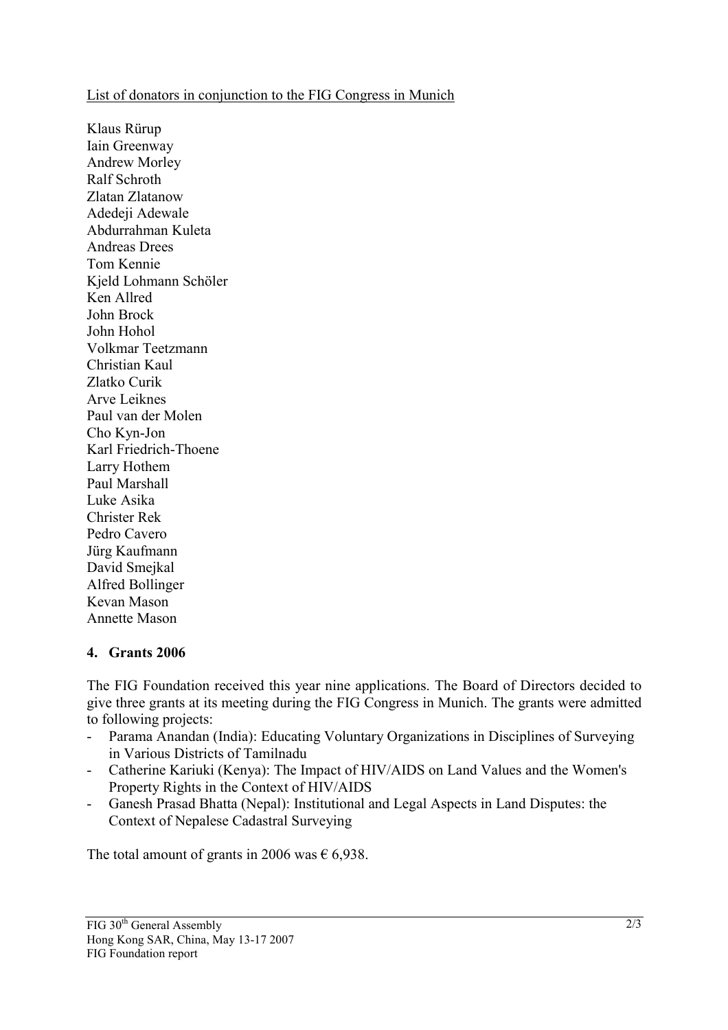List of donators in conjunction to the FIG Congress in Munich

Klaus Rürup
Iain Greenway
Andrew Morley
Ralf Schroth
Zlatan Zlatanow
Adedeji Adewale
Abdurrahman Kuleta
Andreas Drees
Tom Kennie
Kjeld Lohmann Schöler
Ken Allred
John Brock
John Hohol
Volkmar Teetzmann
Christian Kaul
Zlatko Curik
Arve Leiknes
Paul van der Molen
Cho Kyn-Jon
Karl Friedrich-Thoene
Larry Hothem
Paul Marshall
Luke Asika
Christer Rek
Pedro Cavero
Jürg Kaufmann
David Smejkal
Alfred Bollinger
Kevan Mason
Annette Mason

## 4. Grants 2006

The FIG Foundation received this year nine applications. The Board of Directors decided to give three grants at its meeting during the FIG Congress in Munich. The grants were admitted to following projects:

- Parama Anandan (India): Educating Voluntary Organizations in Disciplines of Surveying in Various Districts of Tamilnadu
- Catherine Kariuki (Kenya): The Impact of HIV/AIDS on Land Values and the Women's Property Rights in the Context of HIV/AIDS
- Ganesh Prasad Bhatta (Nepal): Institutional and Legal Aspects in Land Disputes: the Context of Nepalese Cadastral Surveying

The total amount of grants in 2006 was € 6,938.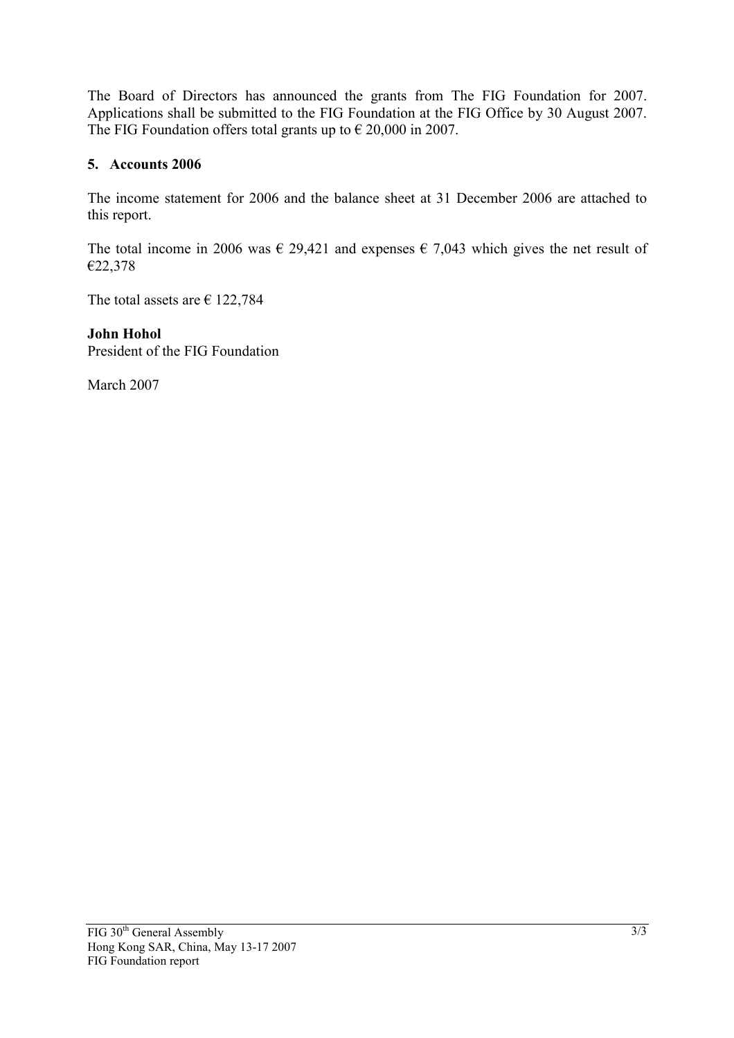The Board of Directors has announced the grants from The FIG Foundation for 2007. Applications shall be submitted to the FIG Foundation at the FIG Office by 30 August 2007. The FIG Foundation offers total grants up to € 20,000 in 2007.

## 5. Accounts 2006

The income statement for 2006 and the balance sheet at 31 December 2006 are attached to this report.

The total income in 2006 was € 29,421 and expenses € 7,043 which gives the net result of €22,378

The total assets are € 122,784

**John Hohol**
President of the FIG Foundation

March 2007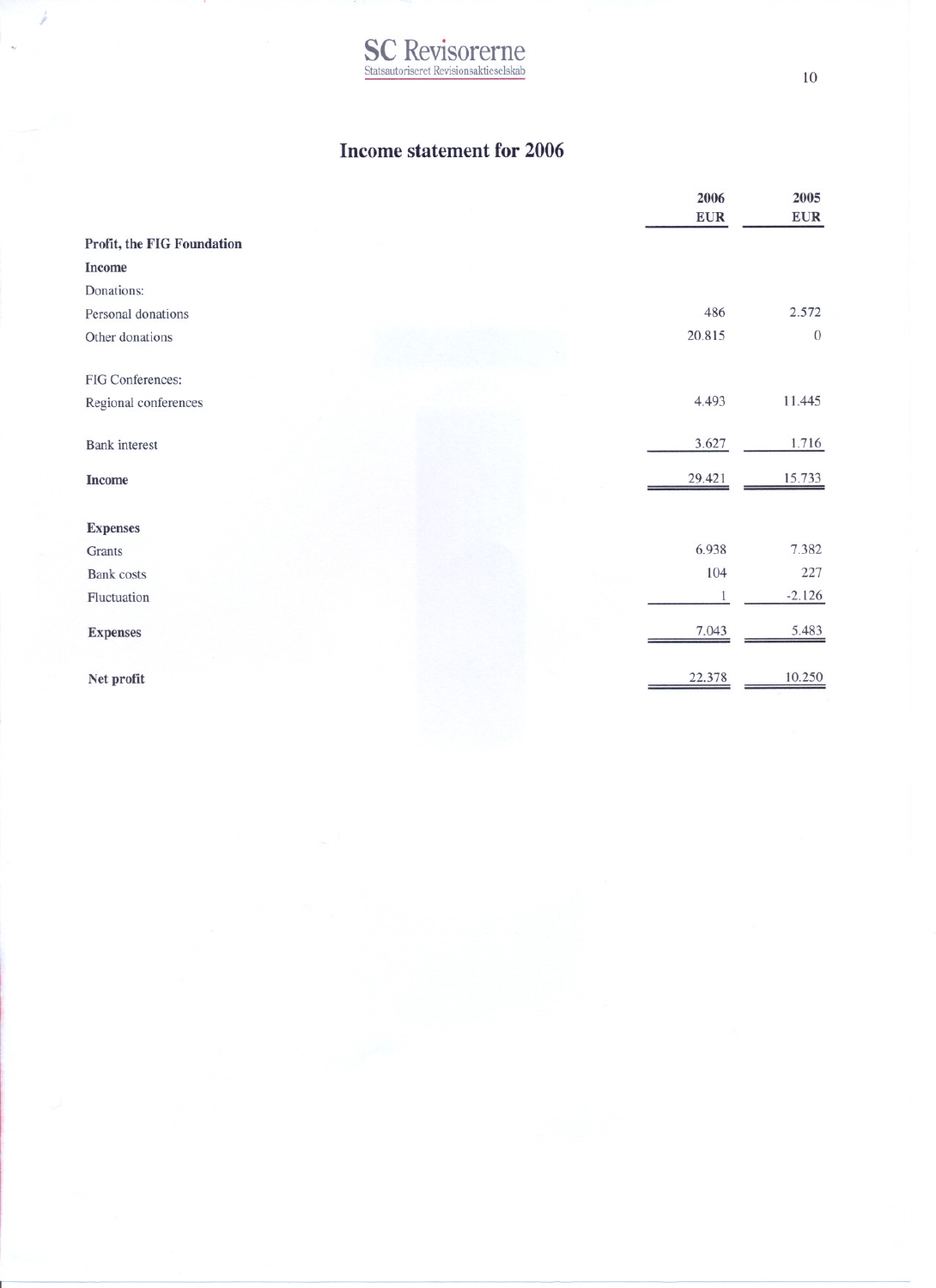# Income statement for 2006

| | 2006 EUR | 2005 EUR |
|---|---|---|
| **Profit, the FIG Foundation** | | |
| **Income** | | |
| Donations: | | |
| Personal donations | 486 | 2.572 |
| Other donations | 20.815 | 0 |
| FIG Conferences: | | |
| Regional conferences | 4.493 | 11.445 |
| Bank interest | 3.627 | 1.716 |
| **Income** | 29.421 | 15.733 |
| **Expenses** | | |
| Grants | 6.938 | 7.382 |
| Bank costs | 104 | 227 |
| Fluctuation | 1 | -2.126 |
| **Expenses** | 7.043 | 5.483 |
| **Net profit** | 22.378 | 10.250 |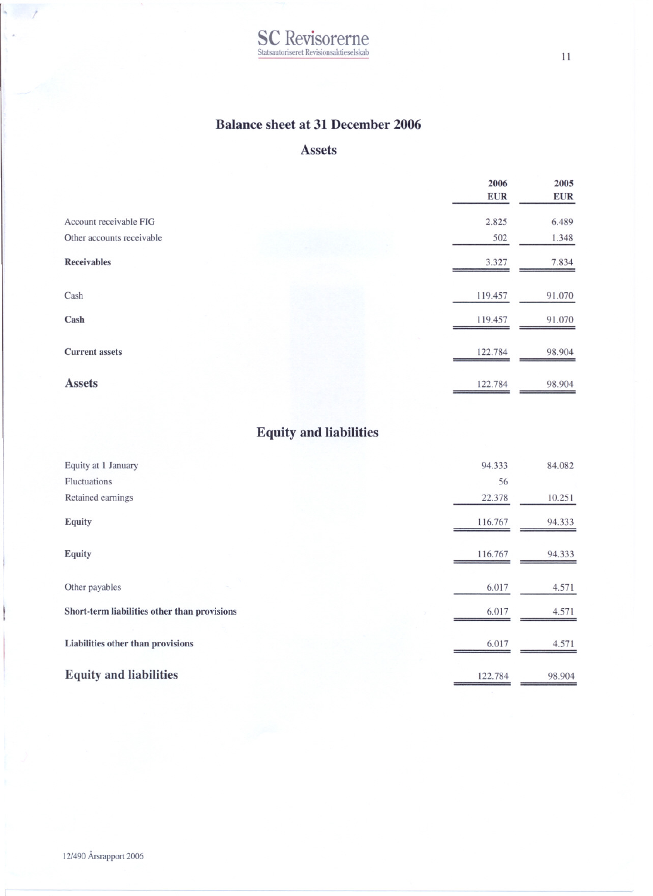# Balance sheet at 31 December 2006

## Assets

| | 2006 EUR | 2005 EUR |
|---|---|---|
| Account receivable FIG | 2.825 | 6.489 |
| Other accounts receivable | 502 | 1.348 |
| **Receivables** | 3.327 | 7.834 |
| Cash | 119.457 | 91.070 |
| **Cash** | 119.457 | 91.070 |
| **Current assets** | 122.784 | 98.904 |
| **Assets** | 122.784 | 98.904 |

## Equity and liabilities

| | 2006 EUR | 2005 EUR |
|---|---|---|
| Equity at 1 January | 94.333 | 84.082 |
| Fluctuations | 56 | |
| Retained earnings | 22.378 | 10.251 |
| **Equity** | 116.767 | 94.333 |
| **Equity** | 116.767 | 94.333 |
| Other payables | 6.017 | 4.571 |
| **Short-term liabilities other than provisions** | 6.017 | 4.571 |
| **Liabilities other than provisions** | 6.017 | 4.571 |
| **Equity and liabilities** | 122.784 | 98.904 |

12/490 Årsrapport 2006